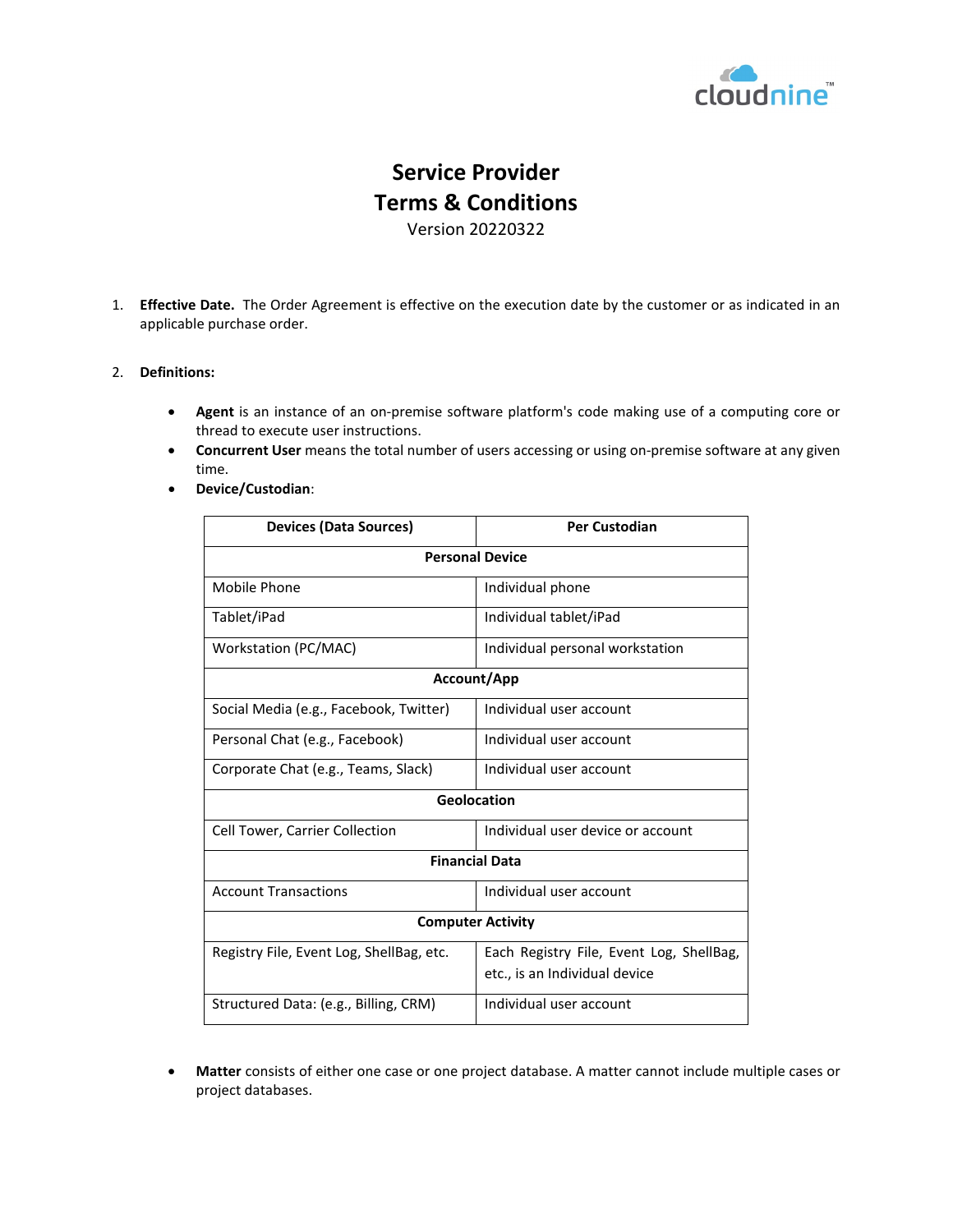# Service Provider Terms & Conditions

Version 20220322

1. **Effective Date.** The Order Agreement is effective on the execution date by the customer or as indicated in an applicable purchase order.

2. **Definitions:**

   - **Agent** is an instance of an on-premise software platform's code making use of a computing core or thread to execute user instructions.
   - **Concurrent User** means the total number of users accessing or using on-premise software at any given time.
   - **Device/Custodian**:

| Devices (Data Sources) | Per Custodian |
|---|---|
| **Personal Device** | |
| Mobile Phone | Individual phone |
| Tablet/iPad | Individual tablet/iPad |
| Workstation (PC/MAC) | Individual personal workstation |
| **Account/App** | |
| Social Media (e.g., Facebook, Twitter) | Individual user account |
| Personal Chat (e.g., Facebook) | Individual user account |
| Corporate Chat (e.g., Teams, Slack) | Individual user account |
| **Geolocation** | |
| Cell Tower, Carrier Collection | Individual user device or account |
| **Financial Data** | |
| Account Transactions | Individual user account |
| **Computer Activity** | |
| Registry File, Event Log, ShellBag, etc. | Each Registry File, Event Log, ShellBag, etc., is an Individual device |
| Structured Data: (e.g., Billing, CRM) | Individual user account |

   - **Matter** consists of either one case or one project database. A matter cannot include multiple cases or project databases.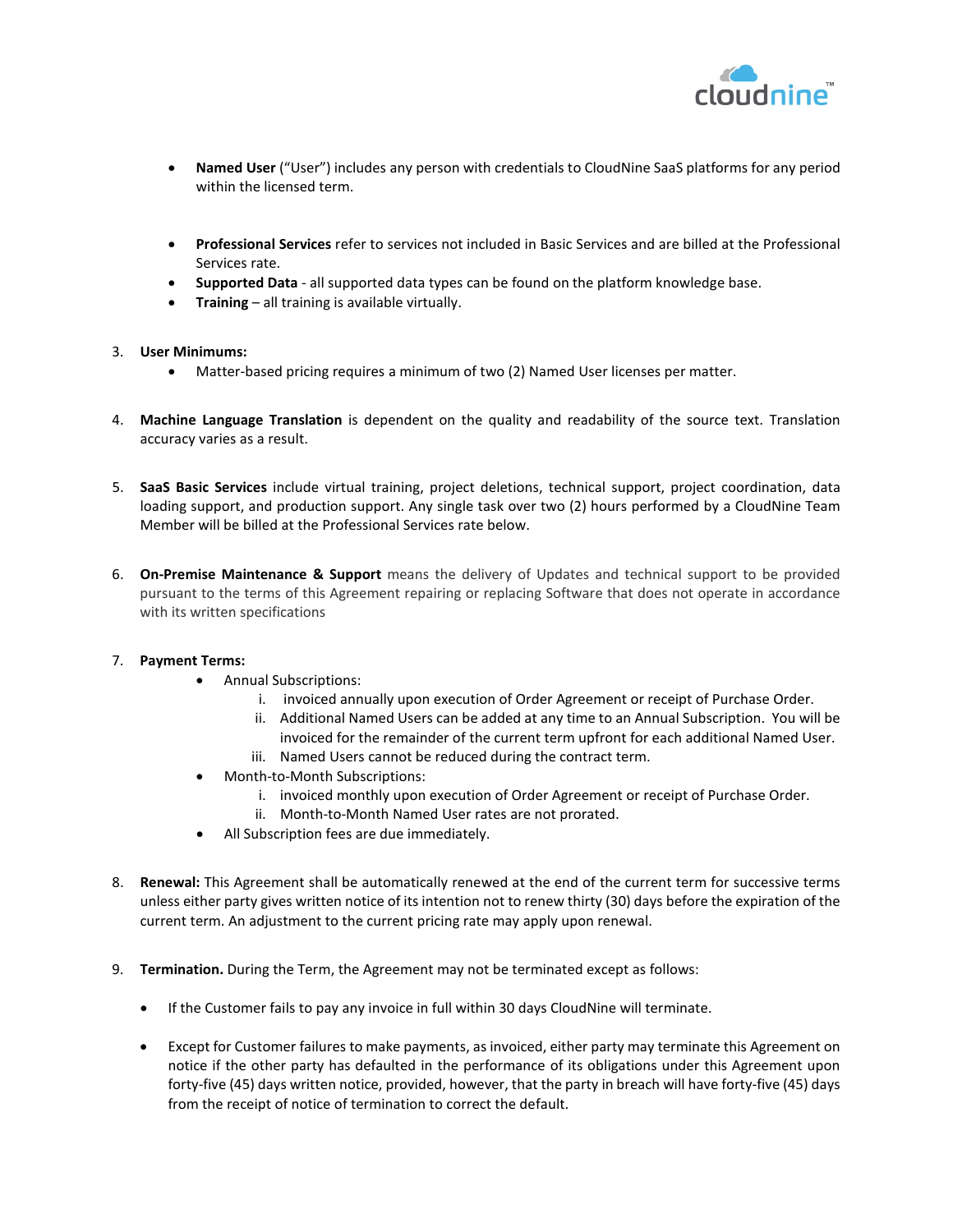- **Named User** ("User") includes any person with credentials to CloudNine SaaS platforms for any period within the licensed term.

- **Professional Services** refer to services not included in Basic Services and are billed at the Professional Services rate.
- **Supported Data** - all supported data types can be found on the platform knowledge base.
- **Training** – all training is available virtually.

3. **User Minimums:**
    - Matter-based pricing requires a minimum of two (2) Named User licenses per matter.

4. **Machine Language Translation** is dependent on the quality and readability of the source text. Translation accuracy varies as a result.

5. **SaaS Basic Services** include virtual training, project deletions, technical support, project coordination, data loading support, and production support. Any single task over two (2) hours performed by a CloudNine Team Member will be billed at the Professional Services rate below.

6. **On-Premise Maintenance & Support** means the delivery of Updates and technical support to be provided pursuant to the terms of this Agreement repairing or replacing Software that does not operate in accordance with its written specifications

7. **Payment Terms:**
    - Annual Subscriptions:
        1. invoiced annually upon execution of Order Agreement or receipt of Purchase Order.
        2. Additional Named Users can be added at any time to an Annual Subscription. You will be invoiced for the remainder of the current term upfront for each additional Named User.
        3. Named Users cannot be reduced during the contract term.
    - Month-to-Month Subscriptions:
        1. invoiced monthly upon execution of Order Agreement or receipt of Purchase Order.
        2. Month-to-Month Named User rates are not prorated.
    - All Subscription fees are due immediately.

8. **Renewal:** This Agreement shall be automatically renewed at the end of the current term for successive terms unless either party gives written notice of its intention not to renew thirty (30) days before the expiration of the current term. An adjustment to the current pricing rate may apply upon renewal.

9. **Termination.** During the Term, the Agreement may not be terminated except as follows:

- If the Customer fails to pay any invoice in full within 30 days CloudNine will terminate.

- Except for Customer failures to make payments, as invoiced, either party may terminate this Agreement on notice if the other party has defaulted in the performance of its obligations under this Agreement upon forty-five (45) days written notice, provided, however, that the party in breach will have forty-five (45) days from the receipt of notice of termination to correct the default.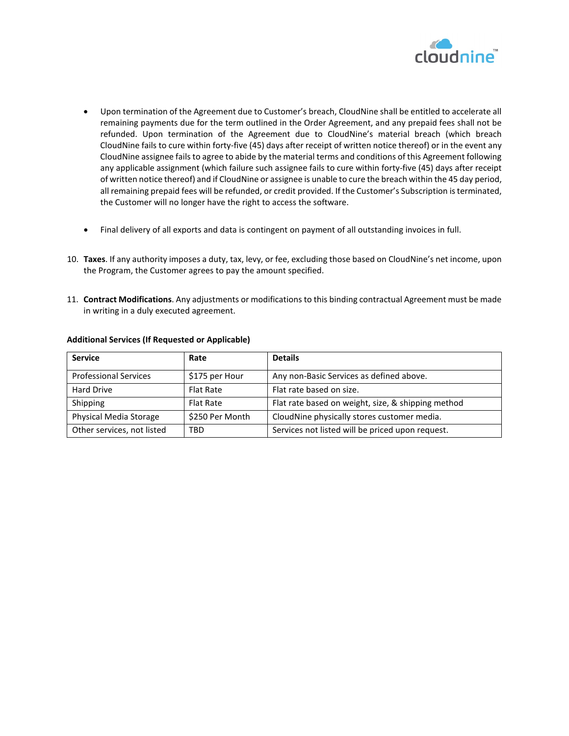- Upon termination of the Agreement due to Customer's breach, CloudNine shall be entitled to accelerate all remaining payments due for the term outlined in the Order Agreement, and any prepaid fees shall not be refunded. Upon termination of the Agreement due to CloudNine's material breach (which breach CloudNine fails to cure within forty-five (45) days after receipt of written notice thereof) or in the event any CloudNine assignee fails to agree to abide by the material terms and conditions of this Agreement following any applicable assignment (which failure such assignee fails to cure within forty-five (45) days after receipt of written notice thereof) and if CloudNine or assignee is unable to cure the breach within the 45 day period, all remaining prepaid fees will be refunded, or credit provided. If the Customer's Subscription is terminated, the Customer will no longer have the right to access the software.

- Final delivery of all exports and data is contingent on payment of all outstanding invoices in full.

10. **Taxes**. If any authority imposes a duty, tax, levy, or fee, excluding those based on CloudNine's net income, upon the Program, the Customer agrees to pay the amount specified.

11. **Contract Modifications**. Any adjustments or modifications to this binding contractual Agreement must be made in writing in a duly executed agreement.

**Additional Services (If Requested or Applicable)**

| Service | Rate | Details |
|---|---|---|
| Professional Services | $175 per Hour | Any non-Basic Services as defined above. |
| Hard Drive | Flat Rate | Flat rate based on size. |
| Shipping | Flat Rate | Flat rate based on weight, size, & shipping method |
| Physical Media Storage | $250 Per Month | CloudNine physically stores customer media. |
| Other services, not listed | TBD | Services not listed will be priced upon request. |